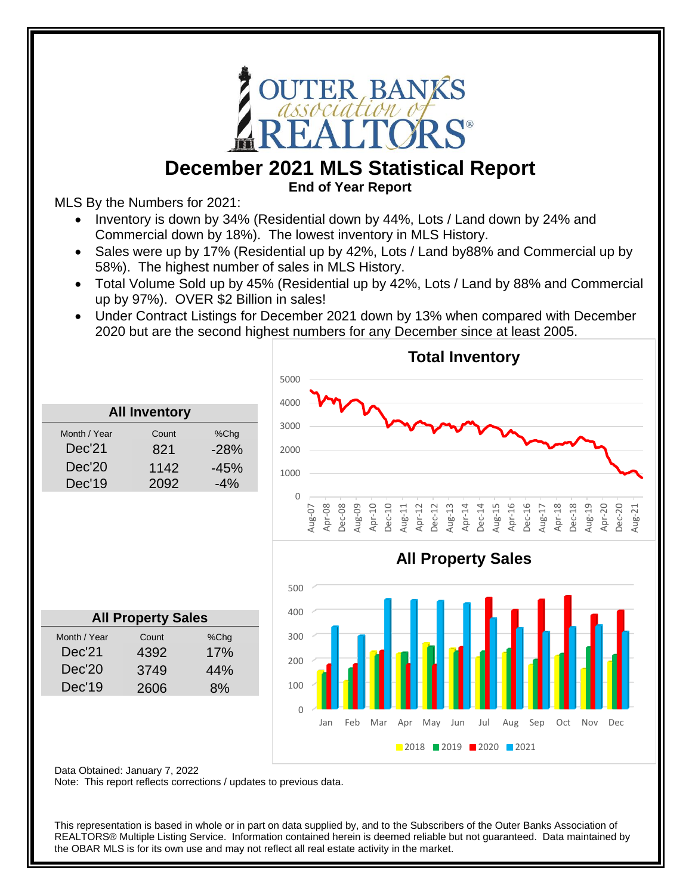# December 2021 MLS Statistical Report

**End of Year Report**

MLS By the Numbers for 2021:

- Inventory is down by 34% (Residential down by 44%, Lots / Land down by 24% and Commercial down by 18%). The lowest inventory in MLS History.
- Sales were up by 17% (Residential up by 42%, Lots / Land by88% and Commercial up by 58%). The highest number of sales in MLS History.
- Total Volume Sold up by 45% (Residential up by 42%, Lots / Land by 88% and Commercial up by 97%). OVER $2 Billion in sales!
- Under Contract Listings for December 2021 down by 13% when compared with December 2020 but are the second highest numbers for any December since at least 2005.

| All Inventory | | |
|---|---|---|
| Month / Year | Count | %Chg |
| Dec'21 | 821 | -28% |
| Dec'20 | 1142 | -45% |
| Dec'19 | 2092 | -4% |

| All Property Sales | | |
|---|---|---|
| Month / Year | Count | %Chg |
| Dec'21 | 4392 | 17% |
| Dec'20 | 3749 | 44% |
| Dec'19 | 2606 | 8% |

Data Obtained: January 7, 2022

Note: This report reflects corrections / updates to previous data.

This representation is based in whole or in part on data supplied by, and to the Subscribers of the Outer Banks Association of REALTORS® Multiple Listing Service. Information contained herein is deemed reliable but not guaranteed. Data maintained by the OBAR MLS is for its own use and may not reflect all real estate activity in the market.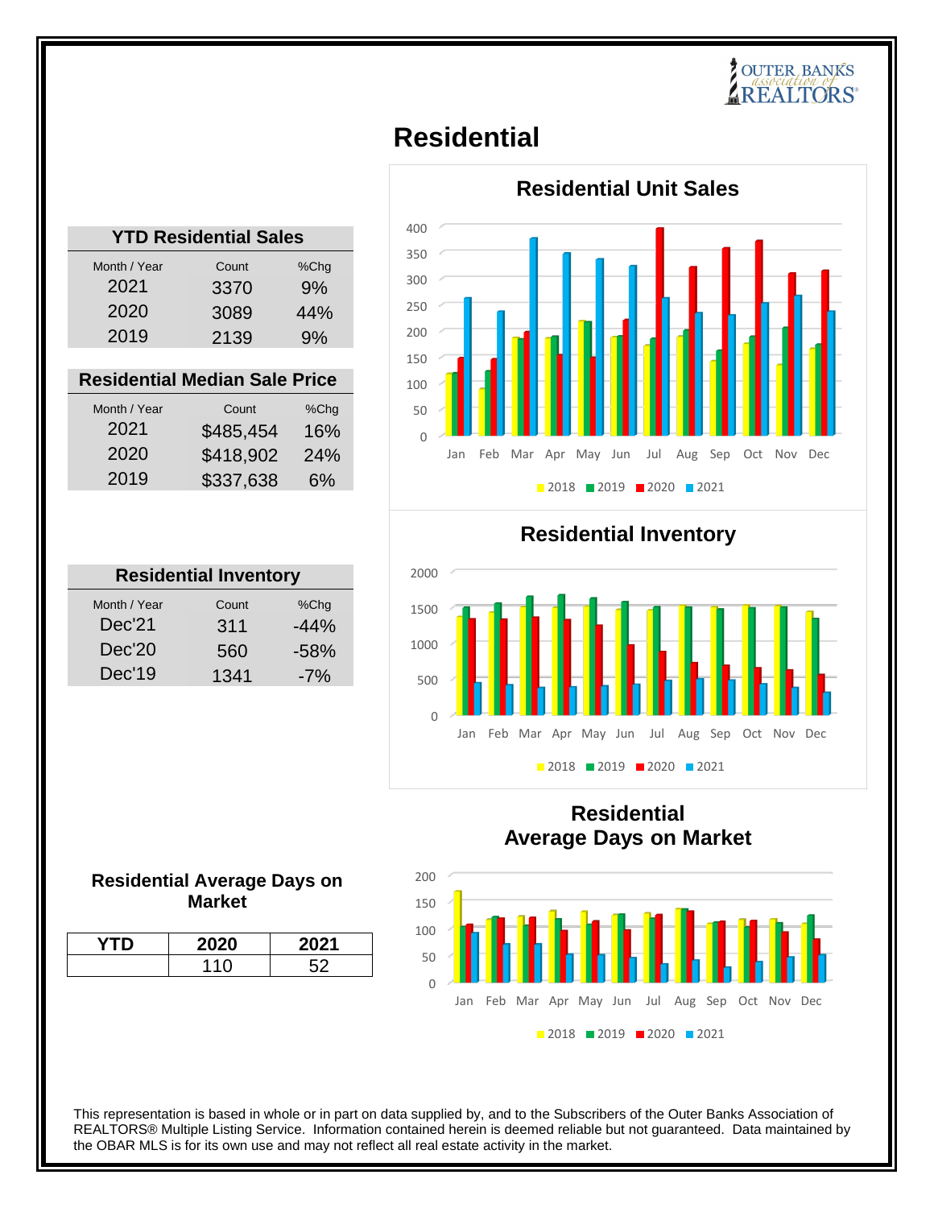# Residential

## YTD Residential Sales

| Month / Year | Count | %Chg |
|---|---|---|
| 2021 | 3370 | 9% |
| 2020 | 3089 | 44% |
| 2019 | 2139 | 9% |

## Residential Median Sale Price

| Month / Year | Count | %Chg |
|---|---|---|
| 2021 | $485,454 | 16% |
| 2020 | $418,902 | 24% |
| 2019 | $337,638 | 6% |

## Residential Inventory

| Month / Year | Count | %Chg |
|---|---|---|
| Dec'21 | 311 | -44% |
| Dec'20 | 560 | -58% |
| Dec'19 | 1341 | -7% |

## Residential Average Days on Market

| YTD | 2020 | 2021 |
|---|---|---|
| | 110 | 52 |

**Residential Unit Sales**

**Residential Inventory**

**Residential Average Days on Market**

This representation is based in whole or in part on data supplied by, and to the Subscribers of the Outer Banks Association of REALTORS® Multiple Listing Service. Information contained herein is deemed reliable but not guaranteed. Data maintained by the OBAR MLS is for its own use and may not reflect all real estate activity in the market.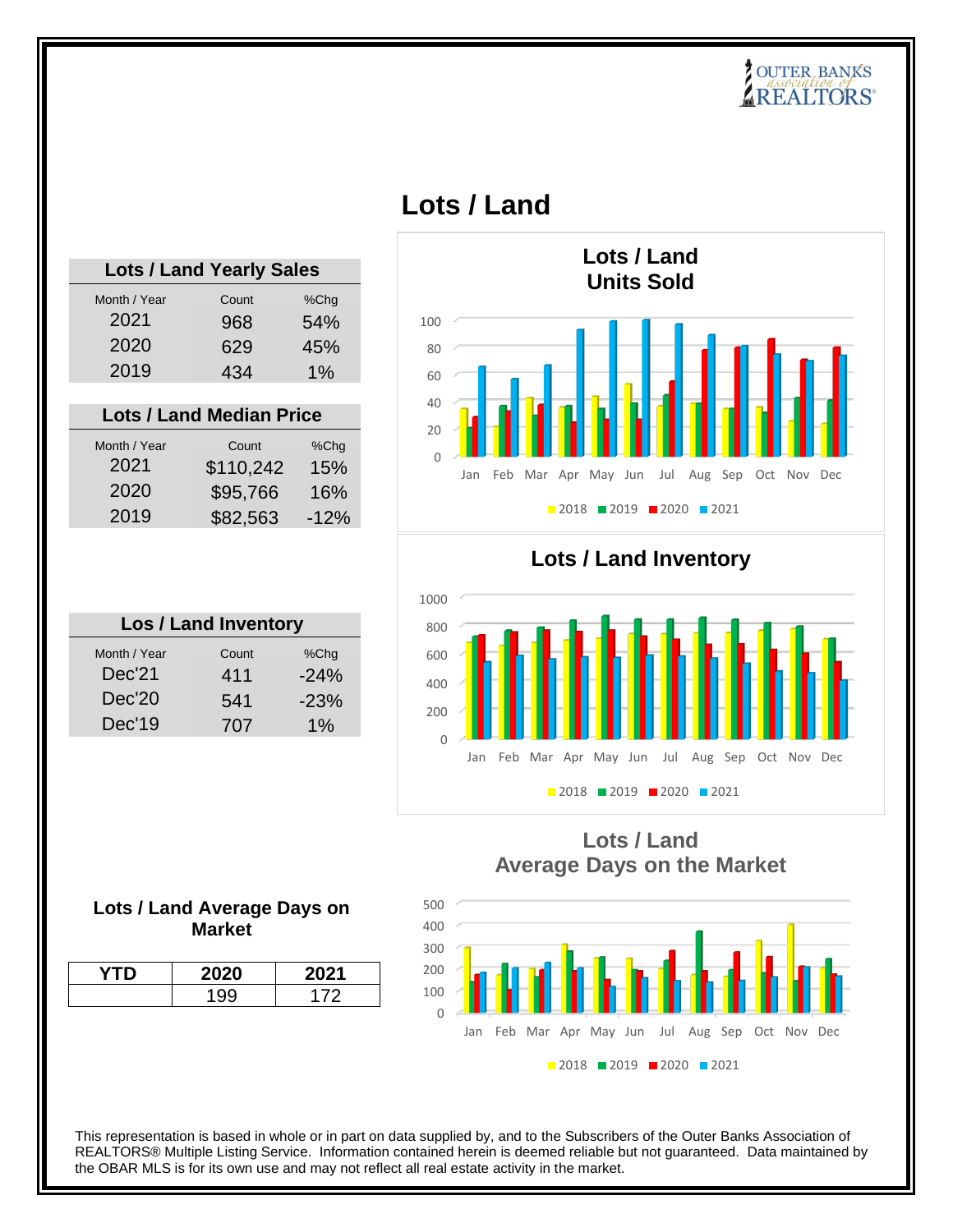# Lots / Land

| Lots / Land Yearly Sales | | |
|---|---|---|
| Month / Year | Count | %Chg |
| 2021 | 968 | 54% |
| 2020 | 629 | 45% |
| 2019 | 434 | 1% |

| Lots / Land Median Price | | |
|---|---|---|
| Month / Year | Count | %Chg |
| 2021 | $110,242 | 15% |
| 2020 | $95,766 | 16% |
| 2019 | $82,563 | -12% |

| Los / Land Inventory | | |
|---|---|---|
| Month / Year | Count | %Chg |
| Dec'21 | 411 | -24% |
| Dec'20 | 541 | -23% |
| Dec'19 | 707 | 1% |

**Lots / Land Average Days on Market**

| YTD | 2020 | 2021 |
|---|---|---|
| | 199 | 172 |

**Lots / Land Units Sold**

**Lots / Land Inventory**

**Lots / Land Average Days on the Market**

This representation is based in whole or in part on data supplied by, and to the Subscribers of the Outer Banks Association of REALTORS® Multiple Listing Service. Information contained herein is deemed reliable but not guaranteed. Data maintained by the OBAR MLS is for its own use and may not reflect all real estate activity in the market.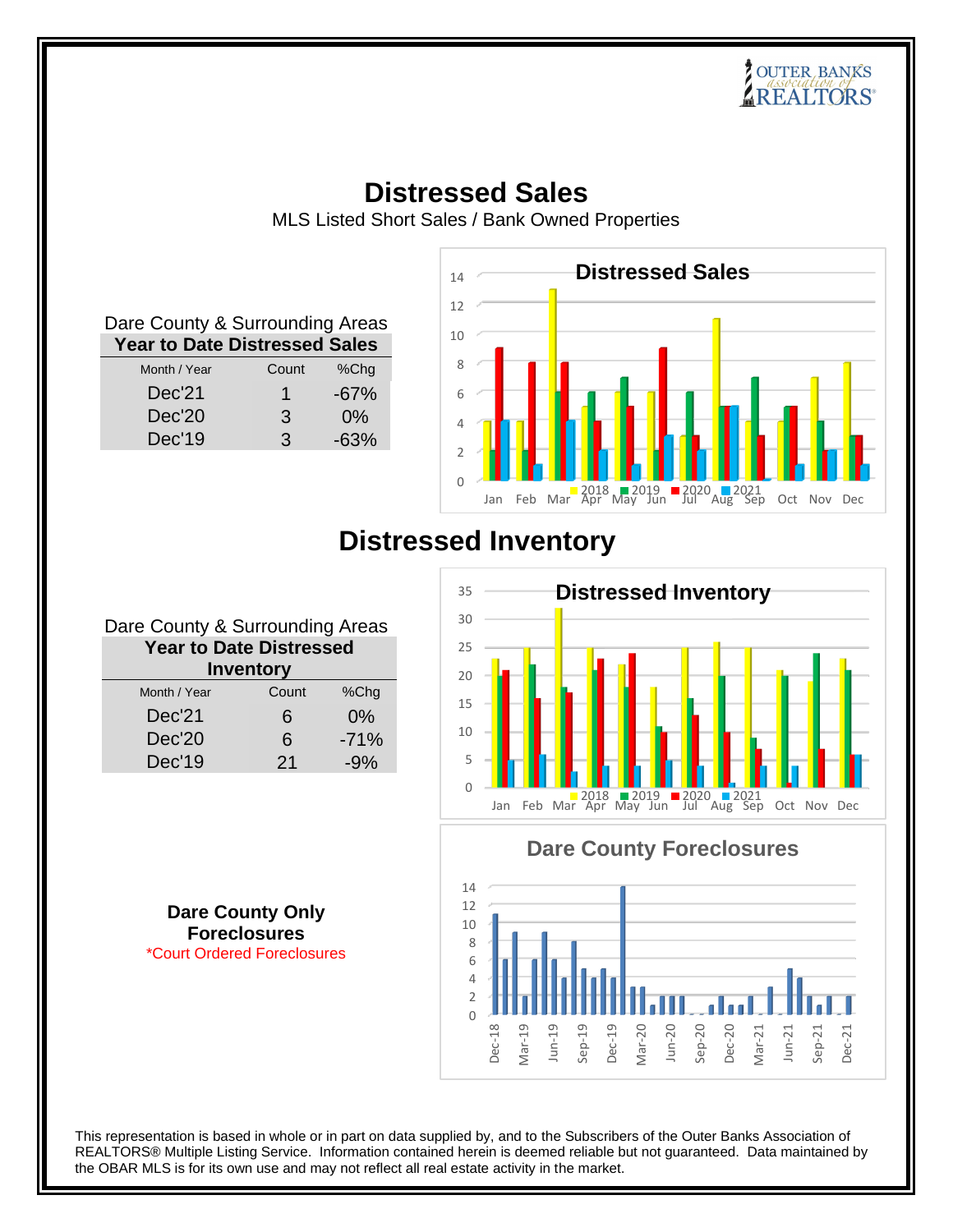# Distressed Sales

MLS Listed Short Sales / Bank Owned Properties

Dare County & Surrounding Areas

| Year to Date Distressed Sales | | |
|---|---|---|
| Month / Year | Count | %Chg |
| Dec'21 | 1 | -67% |
| Dec'20 | 3 | 0% |
| Dec'19 | 3 | -63% |

# Distressed Inventory

Dare County & Surrounding Areas

| Year to Date Distressed Inventory | | |
|---|---|---|
| Month / Year | Count | %Chg |
| Dec'21 | 6 | 0% |
| Dec'20 | 6 | -71% |
| Dec'19 | 21 | -9% |

**Dare County Only Foreclosures**

*Court Ordered Foreclosures

This representation is based in whole or in part on data supplied by, and to the Subscribers of the Outer Banks Association of REALTORS® Multiple Listing Service. Information contained herein is deemed reliable but not guaranteed. Data maintained by the OBAR MLS is for its own use and may not reflect all real estate activity in the market.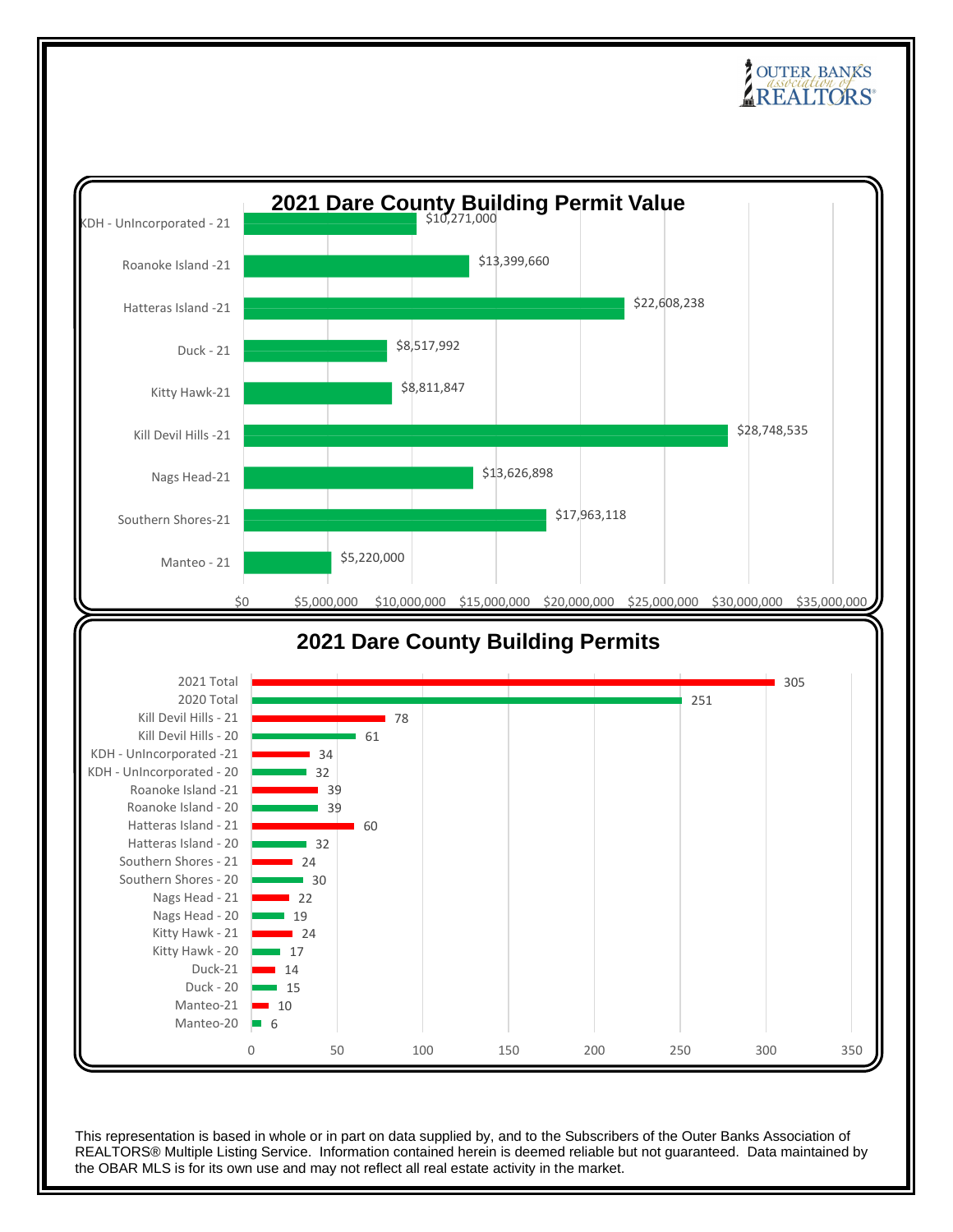## 2021 Dare County Building Permit Value

| Area | Value |
| --- | --- |
| KDH - UnIncorporated - 21 | $10,271,000 |
| Roanoke Island -21 | $13,399,660 |
| Hatteras Island -21 | $22,608,238 |
| Duck - 21 | $8,517,992 |
| Kitty Hawk-21 | $8,811,847 |
| Kill Devil Hills -21 | $28,748,535 |
| Nags Head-21 | $13,626,898 |
| Southern Shores-21 | $17,963,118 |
| Manteo - 21 | $5,220,000 |

## 2021 Dare County Building Permits

| Area | Permits |
| --- | --- |
| 2021 Total | 305 |
| 2020 Total | 251 |
| Kill Devil Hills - 21 | 78 |
| Kill Devil Hills - 20 | 61 |
| KDH - UnIncorporated -21 | 34 |
| KDH - UnIncorporated - 20 | 32 |
| Roanoke Island -21 | 39 |
| Roanoke Island - 20 | 39 |
| Hatteras Island - 21 | 60 |
| Hatteras Island - 20 | 32 |
| Southern Shores - 21 | 24 |
| Southern Shores - 20 | 30 |
| Nags Head - 21 | 22 |
| Nags Head - 20 | 19 |
| Kitty Hawk - 21 | 24 |
| Kitty Hawk - 20 | 17 |
| Duck-21 | 14 |
| Duck - 20 | 15 |
| Manteo-21 | 10 |
| Manteo-20 | 6 |

This representation is based in whole or in part on data supplied by, and to the Subscribers of the Outer Banks Association of REALTORS® Multiple Listing Service. Information contained herein is deemed reliable but not guaranteed. Data maintained by the OBAR MLS is for its own use and may not reflect all real estate activity in the market.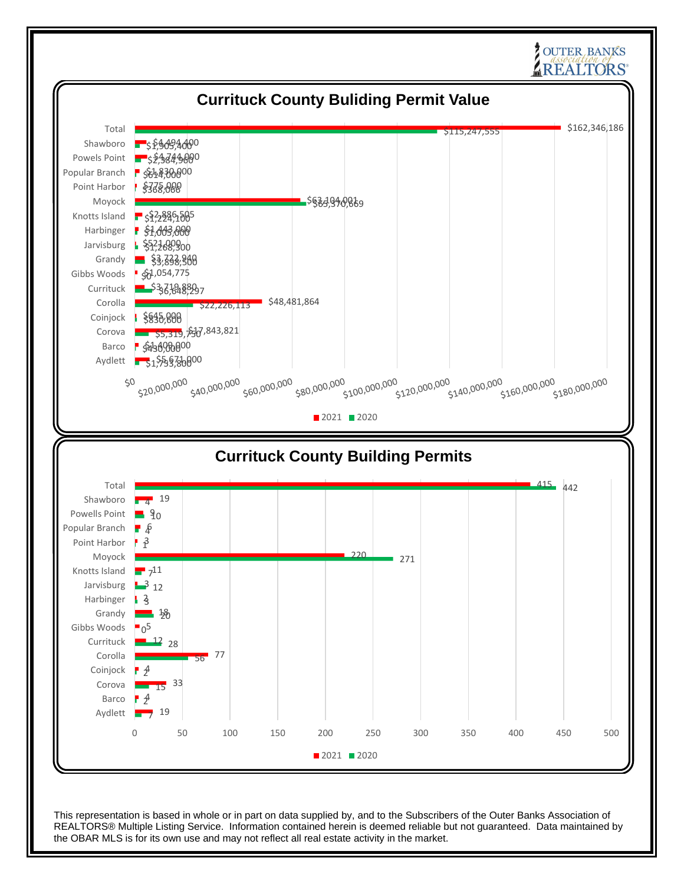## Currituck County Buliding Permit Value

| Area | 2021 | 2020 |
|---|---|---|
| Total | $162,346,186 | $115,247,555 |
| Shawboro | $4,494,400 | $1,905,400 |
| Powels Point | $4,744,000 | $2,384,960 |
| Popular Branch | $1,830,000 | $614,000 |
| Point Harbor | $775,000 | $368,066 |
| Moyock | $63,104,001 | $65,370,669 |
| Knotts Island | $2,886,505 | $1,224,100 |
| Harbinger | $1,443,000 | $1,005,000 |
| Jarvisburg | $521,000 | $1,268,300 |
| Grandy | $3,722,940 | $3,898,500 |
| Gibbs Woods | $1,054,775 | $0 |
| Currituck | $3,719,880 | $6,648,297 |
| Corolla | $48,481,864 | $22,226,113 |
| Coinjock | $645,000 | $830,600 |
| Corova | $17,843,821 | $5,319,750 |
| Barco | $1,409,000 | $430,000 |
| Aydlett | $5,671,000 | $1,753,800 |

## Currituck County Building Permits

| Area | 2021 | 2020 |
|---|---|---|
| Total | 415 | 442 |
| Shawboro | 19 | 4 |
| Powells Point | 9 | 10 |
| Popular Branch | 6 | 4 |
| Point Harbor | 3 | 1 |
| Moyock | 220 | 271 |
| Knotts Island | 11 | 7 |
| Jarvisburg | 3 | 12 |
| Harbinger | 2 | 3 |
| Grandy | 18 | 20 |
| Gibbs Woods | 5 | 0 |
| Currituck | 12 | 28 |
| Corolla | 77 | 56 |
| Coinjock | 4 | 2 |
| Corova | 33 | 15 |
| Barco | 4 | 2 |
| Aydlett | 19 | 7 |

This representation is based in whole or in part on data supplied by, and to the Subscribers of the Outer Banks Association of REALTORS® Multiple Listing Service. Information contained herein is deemed reliable but not guaranteed. Data maintained by the OBAR MLS is for its own use and may not reflect all real estate activity in the market.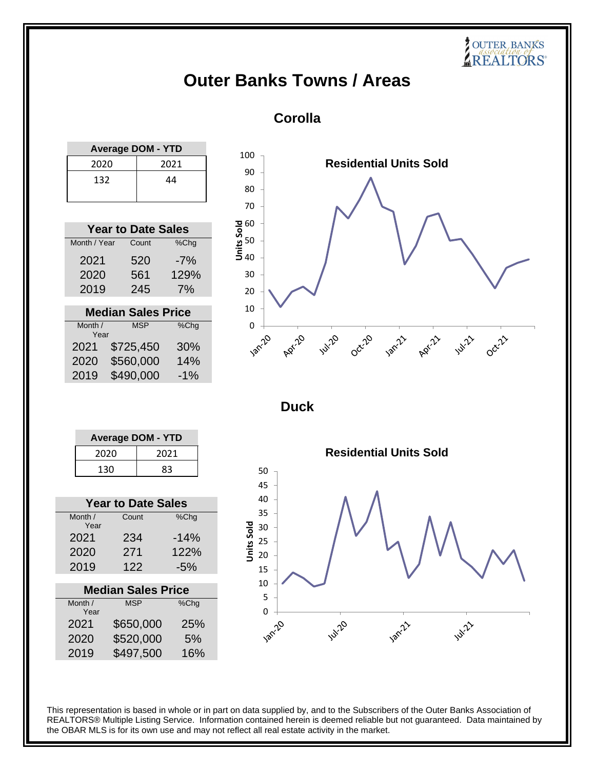# Outer Banks Towns / Areas

## Corolla

| Average DOM - YTD | |
|---|---|
| 2020 | 2021 |
| 132 | 44 |

| Year to Date Sales | | |
|---|---|---|
| Month / Year | Count | %Chg |
| 2021 | 520 | -7% |
| 2020 | 561 | 129% |
| 2019 | 245 | 7% |

| Median Sales Price | | |
|---|---|---|
| Month / Year | MSP | %Chg |
| 2021 | $725,450 | 30% |
| 2020 | $560,000 | 14% |
| 2019 | $490,000 | -1% |

**Residential Units Sold**

## Duck

| Average DOM - YTD | |
|---|---|
| 2020 | 2021 |
| 130 | 83 |

| Year to Date Sales | | |
|---|---|---|
| Month / Year | Count | %Chg |
| 2021 | 234 | -14% |
| 2020 | 271 | 122% |
| 2019 | 122 | -5% |

| Median Sales Price | | |
|---|---|---|
| Month / Year | MSP | %Chg |
| 2021 | $650,000 | 25% |
| 2020 | $520,000 | 5% |
| 2019 | $497,500 | 16% |

**Residential Units Sold**

This representation is based in whole or in part on data supplied by, and to the Subscribers of the Outer Banks Association of REALTORS® Multiple Listing Service. Information contained herein is deemed reliable but not guaranteed. Data maintained by the OBAR MLS is for its own use and may not reflect all real estate activity in the market.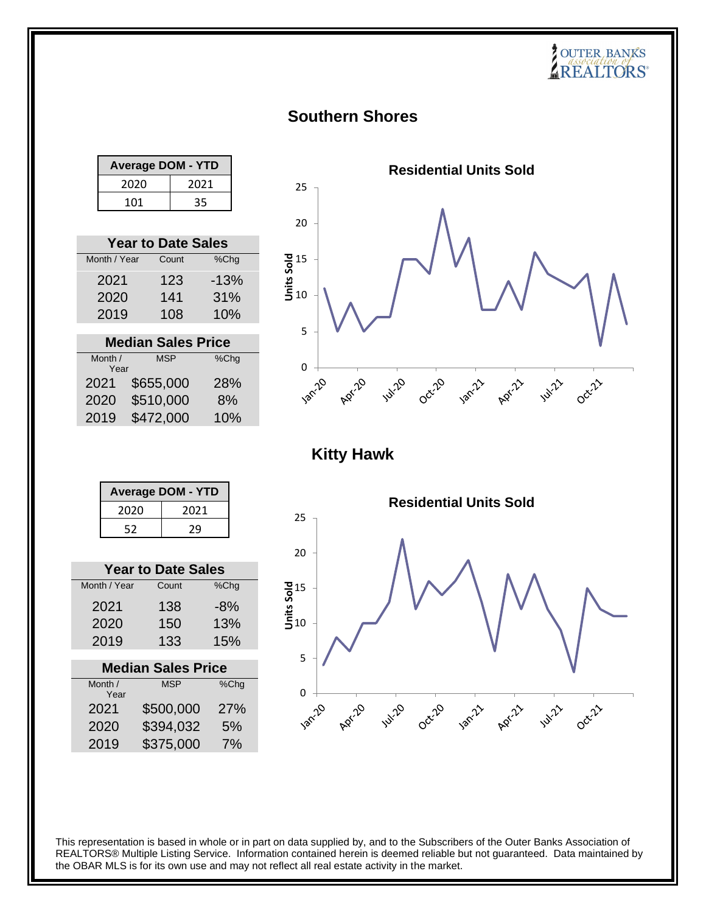## Southern Shores

| Average DOM - YTD | |
|---|---|
| 2020 | 2021 |
| 101 | 35 |

| Year to Date Sales | | |
|---|---|---|
| Month / Year | Count | %Chg |
| 2021 | 123 | -13% |
| 2020 | 141 | 31% |
| 2019 | 108 | 10% |

| Median Sales Price | | |
|---|---|---|
| Month / Year | MSP | %Chg |
| 2021 | $655,000 | 28% |
| 2020 | $510,000 | 8% |
| 2019 | $472,000 | 10% |

**Residential Units Sold**

## Kitty Hawk

| Average DOM - YTD | |
|---|---|
| 2020 | 2021 |
| 52 | 29 |

| Year to Date Sales | | |
|---|---|---|
| Month / Year | Count | %Chg |
| 2021 | 138 | -8% |
| 2020 | 150 | 13% |
| 2019 | 133 | 15% |

| Median Sales Price | | |
|---|---|---|
| Month / Year | MSP | %Chg |
| 2021 | $500,000 | 27% |
| 2020 | $394,032 | 5% |
| 2019 | $375,000 | 7% |

**Residential Units Sold**

This representation is based in whole or in part on data supplied by, and to the Subscribers of the Outer Banks Association of REALTORS® Multiple Listing Service. Information contained herein is deemed reliable but not guaranteed. Data maintained by the OBAR MLS is for its own use and may not reflect all real estate activity in the market.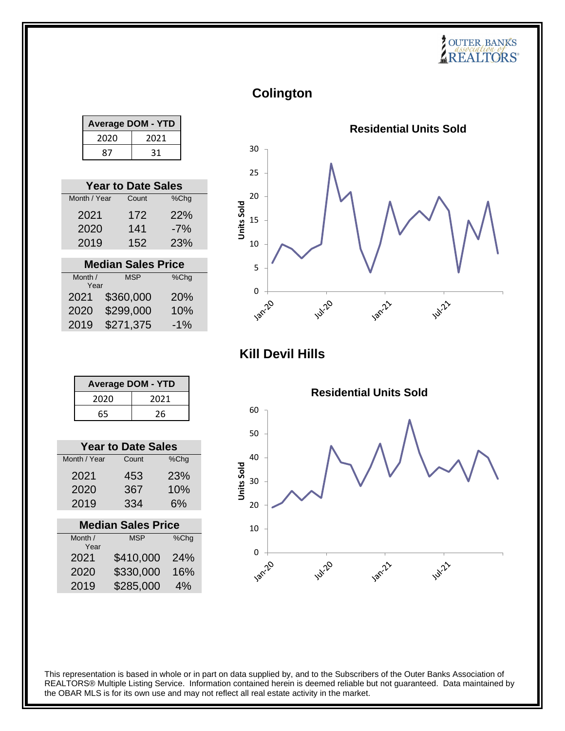## Colington

| Average DOM - YTD | |
|---|---|
| 2020 | 2021 |
| 87 | 31 |

| Year to Date Sales | | |
|---|---|---|
| Month / Year | Count | %Chg |
| 2021 | 172 | 22% |
| 2020 | 141 | -7% |
| 2019 | 152 | 23% |

| Median Sales Price | | |
|---|---|---|
| Month / Year | MSP | %Chg |
| 2021 | $360,000 | 20% |
| 2020 | $299,000 | 10% |
| 2019 | $271,375 | -1% |

**Residential Units Sold**

## Kill Devil Hills

| Average DOM - YTD | |
|---|---|
| 2020 | 2021 |
| 65 | 26 |

| Year to Date Sales | | |
|---|---|---|
| Month / Year | Count | %Chg |
| 2021 | 453 | 23% |
| 2020 | 367 | 10% |
| 2019 | 334 | 6% |

| Median Sales Price | | |
|---|---|---|
| Month / Year | MSP | %Chg |
| 2021 | $410,000 | 24% |
| 2020 | $330,000 | 16% |
| 2019 | $285,000 | 4% |

**Residential Units Sold**

This representation is based in whole or in part on data supplied by, and to the Subscribers of the Outer Banks Association of REALTORS® Multiple Listing Service. Information contained herein is deemed reliable but not guaranteed. Data maintained by the OBAR MLS is for its own use and may not reflect all real estate activity in the market.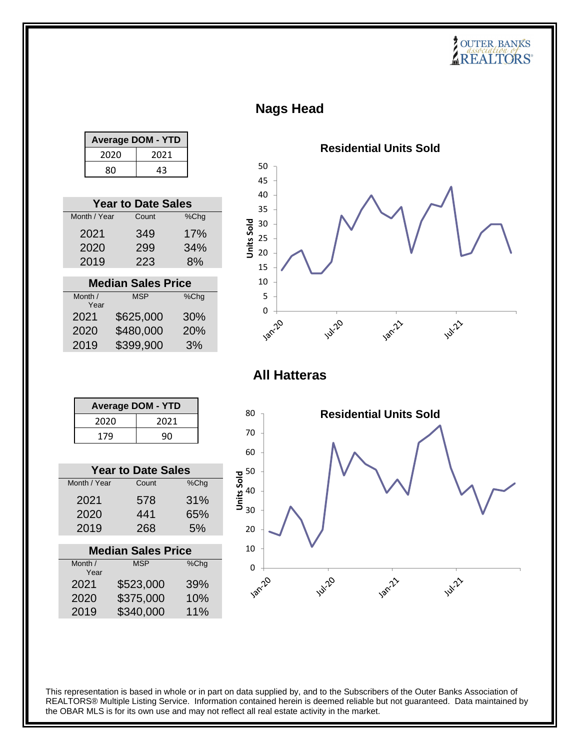## Nags Head

| Average DOM - YTD | |
|---|---|
| 2020 | 2021 |
| 80 | 43 |

| Year to Date Sales | | |
|---|---|---|
| Month / Year | Count | %Chg |
| 2021 | 349 | 17% |
| 2020 | 299 | 34% |
| 2019 | 223 | 8% |

| Median Sales Price | | |
|---|---|---|
| Month / Year | MSP | %Chg |
| 2021 | $625,000 | 30% |
| 2020 | $480,000 | 20% |
| 2019 | $399,900 | 3% |

**Residential Units Sold**

## All Hatteras

| Average DOM - YTD | |
|---|---|
| 2020 | 2021 |
| 179 | 90 |

| Year to Date Sales | | |
|---|---|---|
| Month / Year | Count | %Chg |
| 2021 | 578 | 31% |
| 2020 | 441 | 65% |
| 2019 | 268 | 5% |

| Median Sales Price | | |
|---|---|---|
| Month / Year | MSP | %Chg |
| 2021 | $523,000 | 39% |
| 2020 | $375,000 | 10% |
| 2019 | $340,000 | 11% |

**Residential Units Sold**

This representation is based in whole or in part on data supplied by, and to the Subscribers of the Outer Banks Association of REALTORS® Multiple Listing Service. Information contained herein is deemed reliable but not guaranteed. Data maintained by the OBAR MLS is for its own use and may not reflect all real estate activity in the market.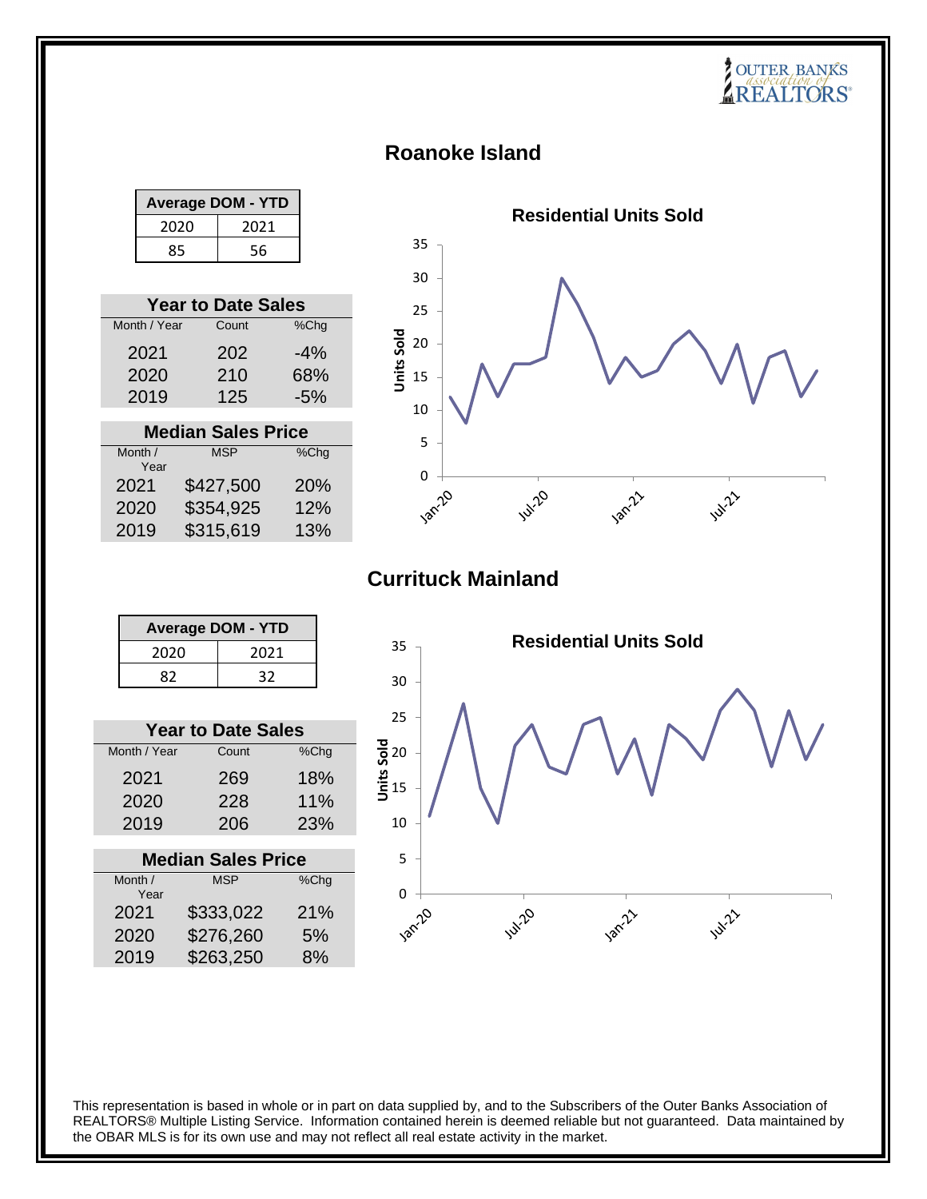## Roanoke Island

| Average DOM - YTD | |
|---|---|
| 2020 | 2021 |
| 85 | 56 |

| Year to Date Sales | | |
|---|---|---|
| Month / Year | Count | %Chg |
| 2021 | 202 | -4% |
| 2020 | 210 | 68% |
| 2019 | 125 | -5% |

| Median Sales Price | | |
|---|---|---|
| Month / Year | MSP | %Chg |
| 2021 | $427,500 | 20% |
| 2020 | $354,925 | 12% |
| 2019 | $315,619 | 13% |

**Residential Units Sold**

## Currituck Mainland

| Average DOM - YTD | |
|---|---|
| 2020 | 2021 |
| 82 | 32 |

| Year to Date Sales | | |
|---|---|---|
| Month / Year | Count | %Chg |
| 2021 | 269 | 18% |
| 2020 | 228 | 11% |
| 2019 | 206 | 23% |

| Median Sales Price | | |
|---|---|---|
| Month / Year | MSP | %Chg |
| 2021 | $333,022 | 21% |
| 2020 | $276,260 | 5% |
| 2019 | $263,250 | 8% |

**Residential Units Sold**

This representation is based in whole or in part on data supplied by, and to the Subscribers of the Outer Banks Association of REALTORS® Multiple Listing Service. Information contained herein is deemed reliable but not guaranteed. Data maintained by the OBAR MLS is for its own use and may not reflect all real estate activity in the market.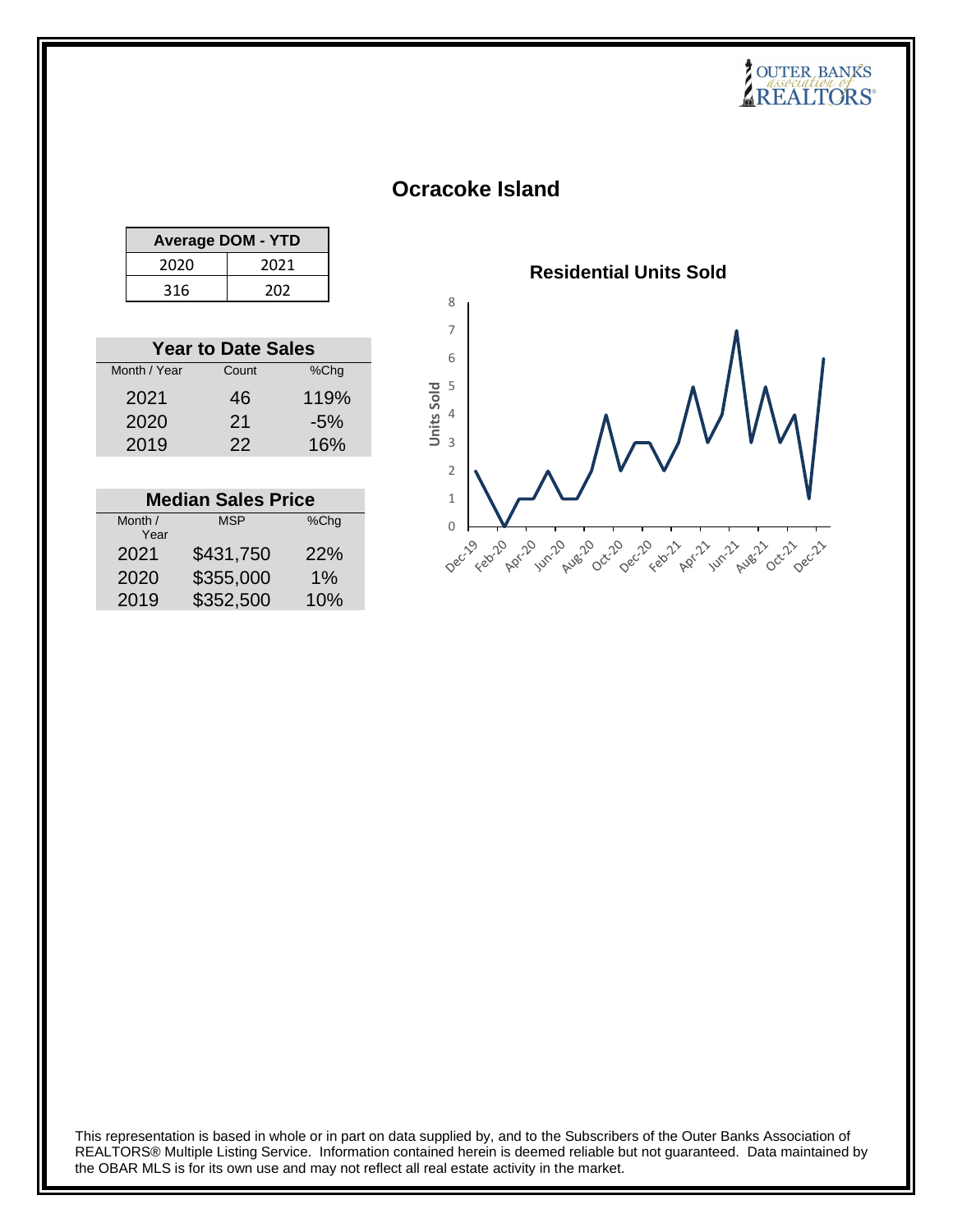OUTER BANKS association of REALTORS®

# Ocracoke Island

| Average DOM - YTD | |
|---|---|
| 2020 | 2021 |
| 316 | 202 |

| Year to Date Sales | | |
|---|---|---|
| Month / Year | Count | %Chg |
| 2021 | 46 | 119% |
| 2020 | 21 | -5% |
| 2019 | 22 | 16% |

| Median Sales Price | | |
|---|---|---|
| Month / Year | MSP | %Chg |
| 2021 | $431,750 | 22% |
| 2020 | $355,000 | 1% |
| 2019 | $352,500 | 10% |

Residential Units Sold

Units Sold

8
7
6
5
4
3
2
1
0

Dec-19 Feb-20 Apr-20 Jun-20 Aug-20 Oct-20 Dec-20 Feb-21 Apr-21 Jun-21 Aug-21 Oct-21 Dec-21

This representation is based in whole or in part on data supplied by, and to the Subscribers of the Outer Banks Association of REALTORS® Multiple Listing Service. Information contained herein is deemed reliable but not guaranteed. Data maintained by the OBAR MLS is for its own use and may not reflect all real estate activity in the market.